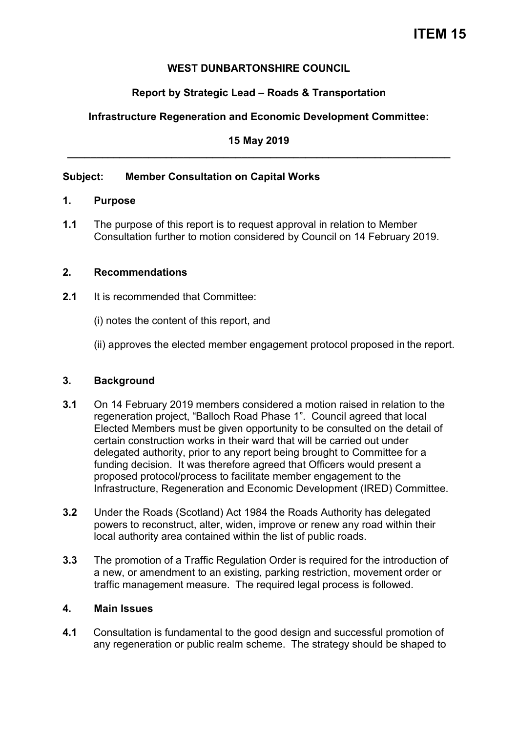**ITEM 15**

**WEST DUNBARTONSHIRE COUNCIL**

**Report by Strategic Lead – Roads & Transportation**

**Infrastructure Regeneration and Economic Development Committee:**

**15 May 2019**

---

**Subject: Member Consultation on Capital Works**

## 1. Purpose

**1.1** The purpose of this report is to request approval in relation to Member Consultation further to motion considered by Council on 14 February 2019.

## 2. Recommendations

**2.1** It is recommended that Committee:

(i) notes the content of this report, and

(ii) approves the elected member engagement protocol proposed in the report.

## 3. Background

**3.1** On 14 February 2019 members considered a motion raised in relation to the regeneration project, “Balloch Road Phase 1”. Council agreed that local Elected Members must be given opportunity to be consulted on the detail of certain construction works in their ward that will be carried out under delegated authority, prior to any report being brought to Committee for a funding decision. It was therefore agreed that Officers would present a proposed protocol/process to facilitate member engagement to the Infrastructure, Regeneration and Economic Development (IRED) Committee.

**3.2** Under the Roads (Scotland) Act 1984 the Roads Authority has delegated powers to reconstruct, alter, widen, improve or renew any road within their local authority area contained within the list of public roads.

**3.3** The promotion of a Traffic Regulation Order is required for the introduction of a new, or amendment to an existing, parking restriction, movement order or traffic management measure. The required legal process is followed.

## 4. Main Issues

**4.1** Consultation is fundamental to the good design and successful promotion of any regeneration or public realm scheme. The strategy should be shaped to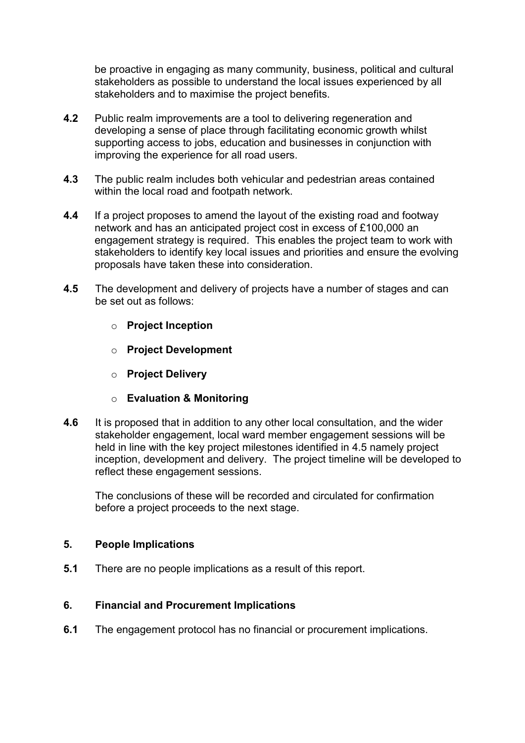be proactive in engaging as many community, business, political and cultural stakeholders as possible to understand the local issues experienced by all stakeholders and to maximise the project benefits.

**4.2** Public realm improvements are a tool to delivering regeneration and developing a sense of place through facilitating economic growth whilst supporting access to jobs, education and businesses in conjunction with improving the experience for all road users.

**4.3** The public realm includes both vehicular and pedestrian areas contained within the local road and footpath network.

**4.4** If a project proposes to amend the layout of the existing road and footway network and has an anticipated project cost in excess of £100,000 an engagement strategy is required. This enables the project team to work with stakeholders to identify key local issues and priorities and ensure the evolving proposals have taken these into consideration.

**4.5** The development and delivery of projects have a number of stages and can be set out as follows:

- **Project Inception**
- **Project Development**
- **Project Delivery**
- **Evaluation & Monitoring**

**4.6** It is proposed that in addition to any other local consultation, and the wider stakeholder engagement, local ward member engagement sessions will be held in line with the key project milestones identified in 4.5 namely project inception, development and delivery. The project timeline will be developed to reflect these engagement sessions.

The conclusions of these will be recorded and circulated for confirmation before a project proceeds to the next stage.

## 5. People Implications

**5.1** There are no people implications as a result of this report.

## 6. Financial and Procurement Implications

**6.1** The engagement protocol has no financial or procurement implications.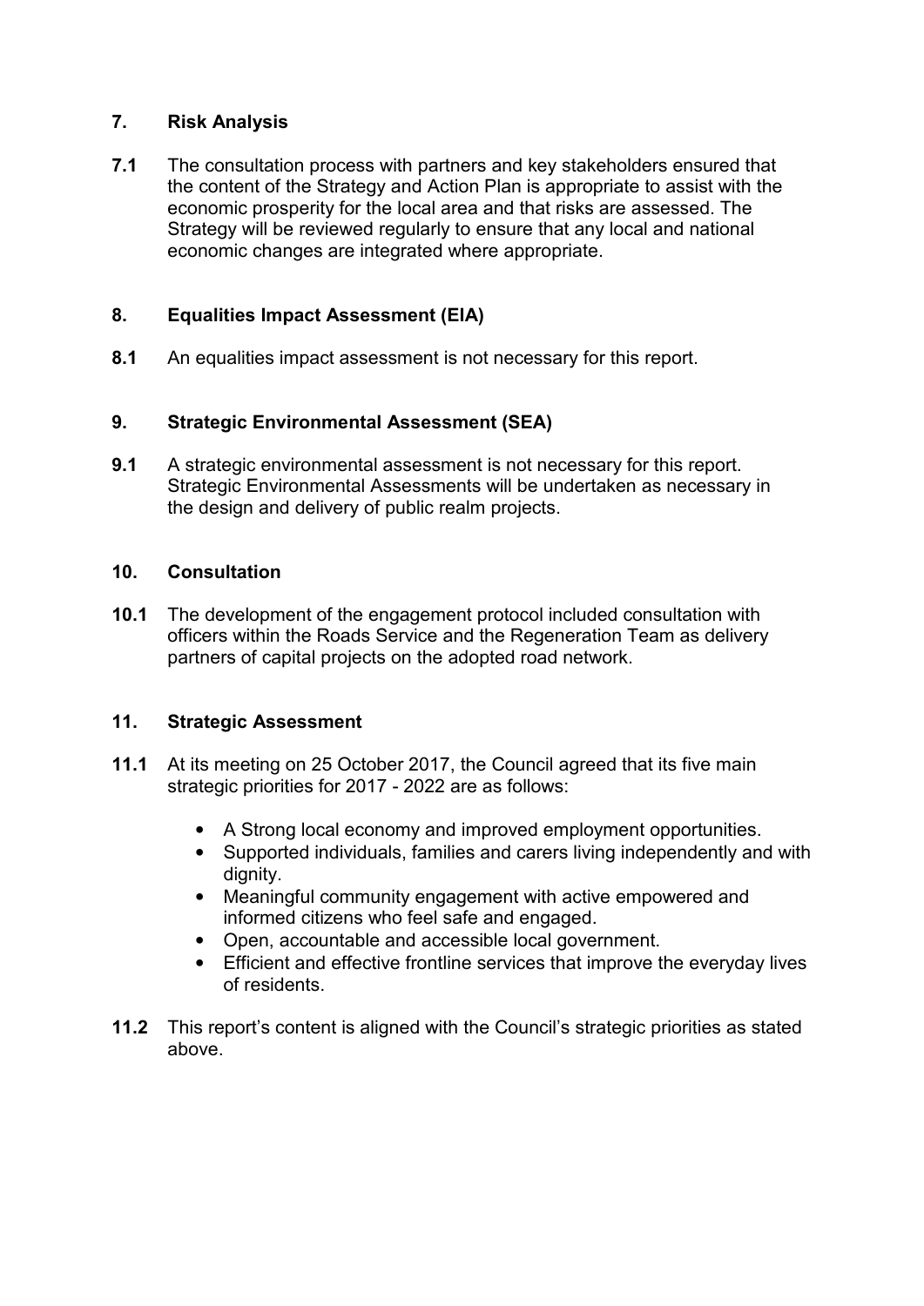## 7. Risk Analysis

**7.1** The consultation process with partners and key stakeholders ensured that the content of the Strategy and Action Plan is appropriate to assist with the economic prosperity for the local area and that risks are assessed. The Strategy will be reviewed regularly to ensure that any local and national economic changes are integrated where appropriate.

## 8. Equalities Impact Assessment (EIA)

**8.1** An equalities impact assessment is not necessary for this report.

## 9. Strategic Environmental Assessment (SEA)

**9.1** A strategic environmental assessment is not necessary for this report. Strategic Environmental Assessments will be undertaken as necessary in the design and delivery of public realm projects.

## 10. Consultation

**10.1** The development of the engagement protocol included consultation with officers within the Roads Service and the Regeneration Team as delivery partners of capital projects on the adopted road network.

## 11. Strategic Assessment

**11.1** At its meeting on 25 October 2017, the Council agreed that its five main strategic priorities for 2017 - 2022 are as follows:

- A Strong local economy and improved employment opportunities.
- Supported individuals, families and carers living independently and with dignity.
- Meaningful community engagement with active empowered and informed citizens who feel safe and engaged.
- Open, accountable and accessible local government.
- Efficient and effective frontline services that improve the everyday lives of residents.

**11.2** This report's content is aligned with the Council's strategic priorities as stated above.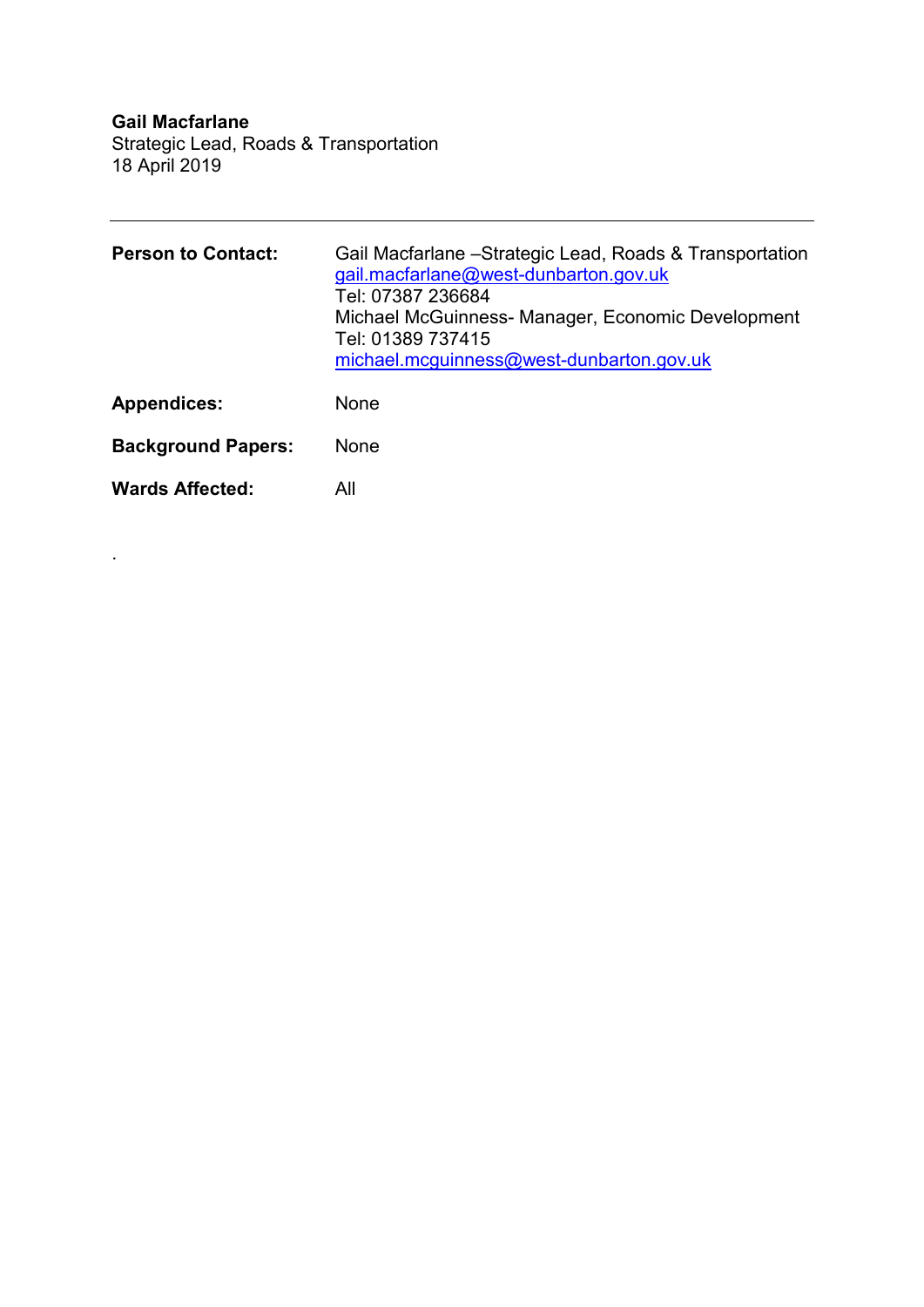**Gail Macfarlane**
Strategic Lead, Roads & Transportation
18 April 2019

---

| | |
|---|---|
| **Person to Contact:** | Gail Macfarlane –Strategic Lead, Roads & Transportation<br>gail.macfarlane@west-dunbarton.gov.uk<br>Tel: 07387 236684<br>Michael McGuinness- Manager, Economic Development<br>Tel: 01389 737415<br>michael.mcguinness@west-dunbarton.gov.uk |
| **Appendices:** | None |
| **Background Papers:** | None |
| **Wards Affected:** | All |

.